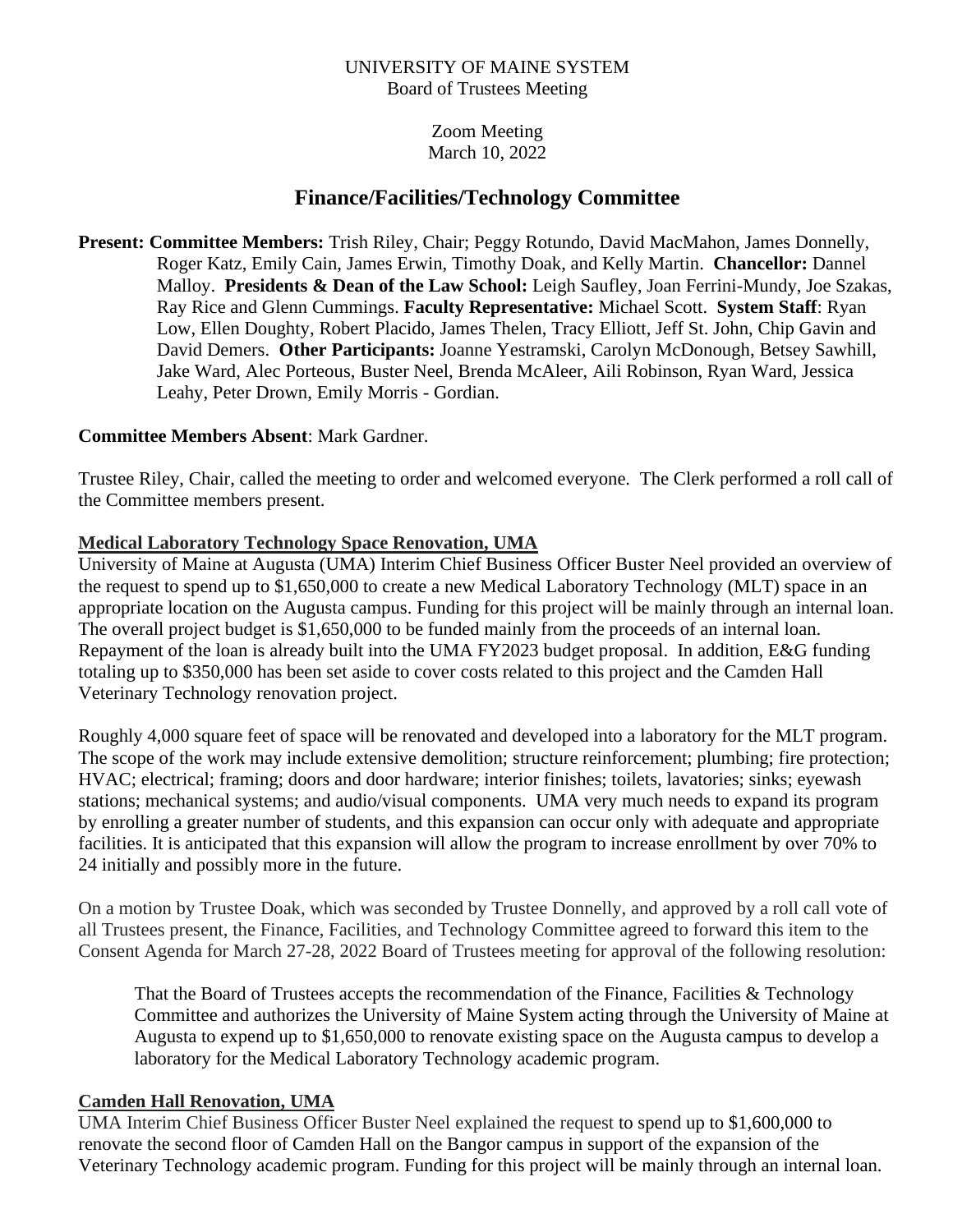UNIVERSITY OF MAINE SYSTEM
Board of Trustees Meeting

Zoom Meeting
March 10, 2022

# Finance/Facilities/Technology Committee

**Present: Committee Members:** Trish Riley, Chair; Peggy Rotundo, David MacMahon, James Donnelly, Roger Katz, Emily Cain, James Erwin, Timothy Doak, and Kelly Martin. **Chancellor:** Dannel Malloy. **Presidents & Dean of the Law School:** Leigh Saufley, Joan Ferrini-Mundy, Joe Szakas, Ray Rice and Glenn Cummings. **Faculty Representative:** Michael Scott. **System Staff**: Ryan Low, Ellen Doughty, Robert Placido, James Thelen, Tracy Elliott, Jeff St. John, Chip Gavin and David Demers. **Other Participants:** Joanne Yestramski, Carolyn McDonough, Betsey Sawhill, Jake Ward, Alec Porteous, Buster Neel, Brenda McAleer, Aili Robinson, Ryan Ward, Jessica Leahy, Peter Drown, Emily Morris - Gordian.

**Committee Members Absent**: Mark Gardner.

Trustee Riley, Chair, called the meeting to order and welcomed everyone. The Clerk performed a roll call of the Committee members present.

**Medical Laboratory Technology Space Renovation, UMA**

University of Maine at Augusta (UMA) Interim Chief Business Officer Buster Neel provided an overview of the request to spend up to $1,650,000 to create a new Medical Laboratory Technology (MLT) space in an appropriate location on the Augusta campus. Funding for this project will be mainly through an internal loan. The overall project budget is $1,650,000 to be funded mainly from the proceeds of an internal loan. Repayment of the loan is already built into the UMA FY2023 budget proposal. In addition, E&G funding totaling up to $350,000 has been set aside to cover costs related to this project and the Camden Hall Veterinary Technology renovation project.

Roughly 4,000 square feet of space will be renovated and developed into a laboratory for the MLT program. The scope of the work may include extensive demolition; structure reinforcement; plumbing; fire protection; HVAC; electrical; framing; doors and door hardware; interior finishes; toilets, lavatories; sinks; eyewash stations; mechanical systems; and audio/visual components. UMA very much needs to expand its program by enrolling a greater number of students, and this expansion can occur only with adequate and appropriate facilities. It is anticipated that this expansion will allow the program to increase enrollment by over 70% to 24 initially and possibly more in the future.

On a motion by Trustee Doak, which was seconded by Trustee Donnelly, and approved by a roll call vote of all Trustees present, the Finance, Facilities, and Technology Committee agreed to forward this item to the Consent Agenda for March 27-28, 2022 Board of Trustees meeting for approval of the following resolution:

> That the Board of Trustees accepts the recommendation of the Finance, Facilities & Technology Committee and authorizes the University of Maine System acting through the University of Maine at Augusta to expend up to $1,650,000 to renovate existing space on the Augusta campus to develop a laboratory for the Medical Laboratory Technology academic program.

**Camden Hall Renovation, UMA**

UMA Interim Chief Business Officer Buster Neel explained the request to spend up to $1,600,000 to renovate the second floor of Camden Hall on the Bangor campus in support of the expansion of the Veterinary Technology academic program. Funding for this project will be mainly through an internal loan.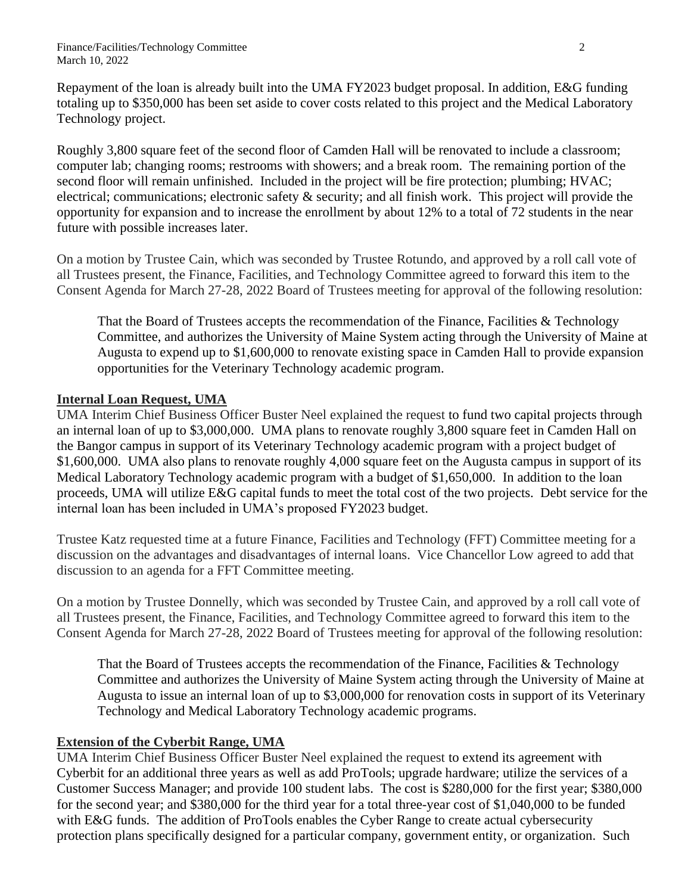Repayment of the loan is already built into the UMA FY2023 budget proposal. In addition, E&G funding totaling up to $350,000 has been set aside to cover costs related to this project and the Medical Laboratory Technology project.

Roughly 3,800 square feet of the second floor of Camden Hall will be renovated to include a classroom; computer lab; changing rooms; restrooms with showers; and a break room. The remaining portion of the second floor will remain unfinished. Included in the project will be fire protection; plumbing; HVAC; electrical; communications; electronic safety & security; and all finish work. This project will provide the opportunity for expansion and to increase the enrollment by about 12% to a total of 72 students in the near future with possible increases later.

On a motion by Trustee Cain, which was seconded by Trustee Rotundo, and approved by a roll call vote of all Trustees present, the Finance, Facilities, and Technology Committee agreed to forward this item to the Consent Agenda for March 27-28, 2022 Board of Trustees meeting for approval of the following resolution:

> That the Board of Trustees accepts the recommendation of the Finance, Facilities & Technology Committee, and authorizes the University of Maine System acting through the University of Maine at Augusta to expend up to $1,600,000 to renovate existing space in Camden Hall to provide expansion opportunities for the Veterinary Technology academic program.

**Internal Loan Request, UMA**

UMA Interim Chief Business Officer Buster Neel explained the request to fund two capital projects through an internal loan of up to $3,000,000. UMA plans to renovate roughly 3,800 square feet in Camden Hall on the Bangor campus in support of its Veterinary Technology academic program with a project budget of $1,600,000. UMA also plans to renovate roughly 4,000 square feet on the Augusta campus in support of its Medical Laboratory Technology academic program with a budget of $1,650,000. In addition to the loan proceeds, UMA will utilize E&G capital funds to meet the total cost of the two projects. Debt service for the internal loan has been included in UMA's proposed FY2023 budget.

Trustee Katz requested time at a future Finance, Facilities and Technology (FFT) Committee meeting for a discussion on the advantages and disadvantages of internal loans. Vice Chancellor Low agreed to add that discussion to an agenda for a FFT Committee meeting.

On a motion by Trustee Donnelly, which was seconded by Trustee Cain, and approved by a roll call vote of all Trustees present, the Finance, Facilities, and Technology Committee agreed to forward this item to the Consent Agenda for March 27-28, 2022 Board of Trustees meeting for approval of the following resolution:

> That the Board of Trustees accepts the recommendation of the Finance, Facilities & Technology Committee and authorizes the University of Maine System acting through the University of Maine at Augusta to issue an internal loan of up to $3,000,000 for renovation costs in support of its Veterinary Technology and Medical Laboratory Technology academic programs.

**Extension of the Cyberbit Range, UMA**

UMA Interim Chief Business Officer Buster Neel explained the request to extend its agreement with Cyberbit for an additional three years as well as add ProTools; upgrade hardware; utilize the services of a Customer Success Manager; and provide 100 student labs. The cost is $280,000 for the first year; $380,000 for the second year; and $380,000 for the third year for a total three-year cost of $1,040,000 to be funded with E&G funds. The addition of ProTools enables the Cyber Range to create actual cybersecurity protection plans specifically designed for a particular company, government entity, or organization. Such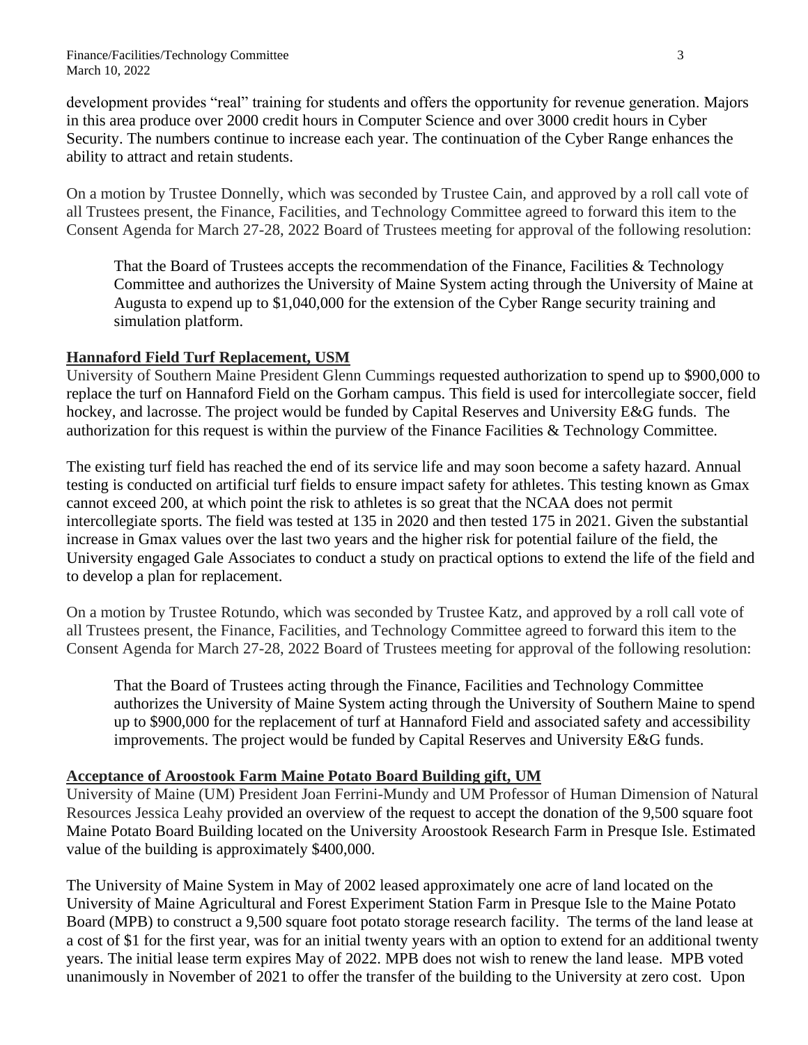development provides "real" training for students and offers the opportunity for revenue generation. Majors in this area produce over 2000 credit hours in Computer Science and over 3000 credit hours in Cyber Security. The numbers continue to increase each year. The continuation of the Cyber Range enhances the ability to attract and retain students.

On a motion by Trustee Donnelly, which was seconded by Trustee Cain, and approved by a roll call vote of all Trustees present, the Finance, Facilities, and Technology Committee agreed to forward this item to the Consent Agenda for March 27-28, 2022 Board of Trustees meeting for approval of the following resolution:

> That the Board of Trustees accepts the recommendation of the Finance, Facilities & Technology Committee and authorizes the University of Maine System acting through the University of Maine at Augusta to expend up to $1,040,000 for the extension of the Cyber Range security training and simulation platform.

**Hannaford Field Turf Replacement, USM**

University of Southern Maine President Glenn Cummings requested authorization to spend up to $900,000 to replace the turf on Hannaford Field on the Gorham campus. This field is used for intercollegiate soccer, field hockey, and lacrosse. The project would be funded by Capital Reserves and University E&G funds. The authorization for this request is within the purview of the Finance Facilities & Technology Committee.

The existing turf field has reached the end of its service life and may soon become a safety hazard. Annual testing is conducted on artificial turf fields to ensure impact safety for athletes. This testing known as Gmax cannot exceed 200, at which point the risk to athletes is so great that the NCAA does not permit intercollegiate sports. The field was tested at 135 in 2020 and then tested 175 in 2021. Given the substantial increase in Gmax values over the last two years and the higher risk for potential failure of the field, the University engaged Gale Associates to conduct a study on practical options to extend the life of the field and to develop a plan for replacement.

On a motion by Trustee Rotundo, which was seconded by Trustee Katz, and approved by a roll call vote of all Trustees present, the Finance, Facilities, and Technology Committee agreed to forward this item to the Consent Agenda for March 27-28, 2022 Board of Trustees meeting for approval of the following resolution:

> That the Board of Trustees acting through the Finance, Facilities and Technology Committee authorizes the University of Maine System acting through the University of Southern Maine to spend up to $900,000 for the replacement of turf at Hannaford Field and associated safety and accessibility improvements. The project would be funded by Capital Reserves and University E&G funds.

**Acceptance of Aroostook Farm Maine Potato Board Building gift, UM**

University of Maine (UM) President Joan Ferrini-Mundy and UM Professor of Human Dimension of Natural Resources Jessica Leahy provided an overview of the request to accept the donation of the 9,500 square foot Maine Potato Board Building located on the University Aroostook Research Farm in Presque Isle. Estimated value of the building is approximately $400,000.

The University of Maine System in May of 2002 leased approximately one acre of land located on the University of Maine Agricultural and Forest Experiment Station Farm in Presque Isle to the Maine Potato Board (MPB) to construct a 9,500 square foot potato storage research facility. The terms of the land lease at a cost of $1 for the first year, was for an initial twenty years with an option to extend for an additional twenty years. The initial lease term expires May of 2022. MPB does not wish to renew the land lease. MPB voted unanimously in November of 2021 to offer the transfer of the building to the University at zero cost. Upon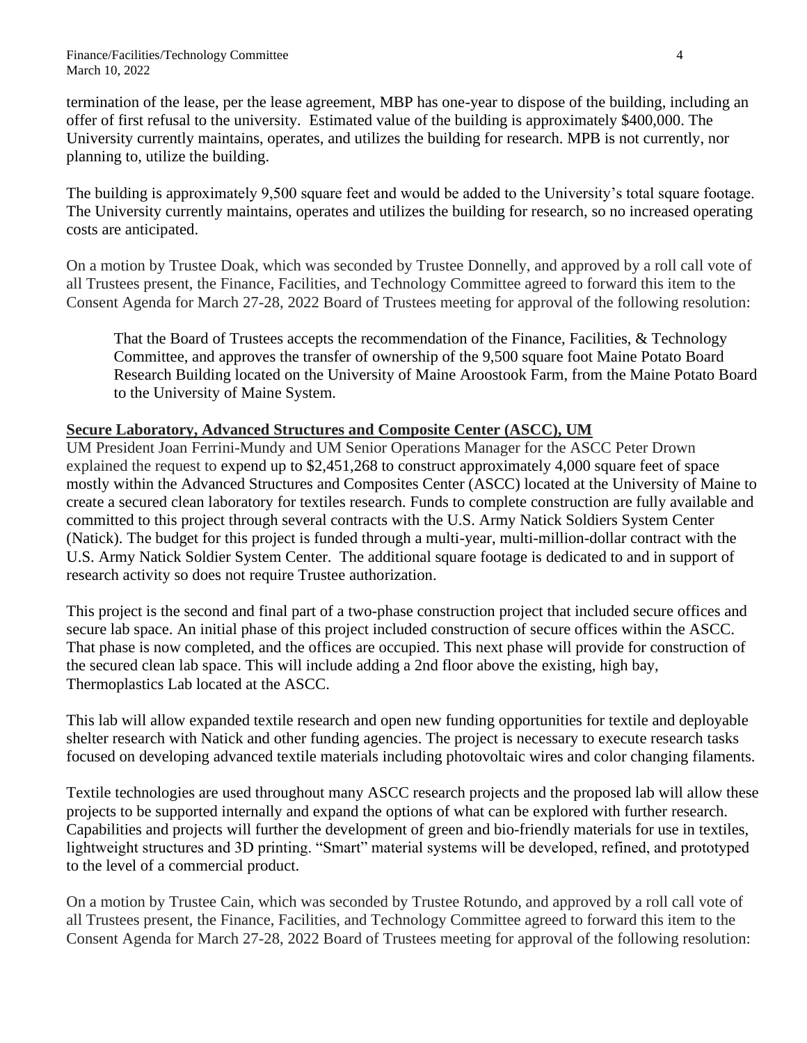termination of the lease, per the lease agreement, MBP has one-year to dispose of the building, including an offer of first refusal to the university. Estimated value of the building is approximately $400,000. The University currently maintains, operates, and utilizes the building for research. MPB is not currently, nor planning to, utilize the building.

The building is approximately 9,500 square feet and would be added to the University's total square footage. The University currently maintains, operates and utilizes the building for research, so no increased operating costs are anticipated.

On a motion by Trustee Doak, which was seconded by Trustee Donnelly, and approved by a roll call vote of all Trustees present, the Finance, Facilities, and Technology Committee agreed to forward this item to the Consent Agenda for March 27-28, 2022 Board of Trustees meeting for approval of the following resolution:

> That the Board of Trustees accepts the recommendation of the Finance, Facilities, & Technology Committee, and approves the transfer of ownership of the 9,500 square foot Maine Potato Board Research Building located on the University of Maine Aroostook Farm, from the Maine Potato Board to the University of Maine System.

**Secure Laboratory, Advanced Structures and Composite Center (ASCC), UM**

UM President Joan Ferrini-Mundy and UM Senior Operations Manager for the ASCC Peter Drown explained the request to expend up to $2,451,268 to construct approximately 4,000 square feet of space mostly within the Advanced Structures and Composites Center (ASCC) located at the University of Maine to create a secured clean laboratory for textiles research. Funds to complete construction are fully available and committed to this project through several contracts with the U.S. Army Natick Soldiers System Center (Natick). The budget for this project is funded through a multi-year, multi-million-dollar contract with the U.S. Army Natick Soldier System Center. The additional square footage is dedicated to and in support of research activity so does not require Trustee authorization.

This project is the second and final part of a two-phase construction project that included secure offices and secure lab space. An initial phase of this project included construction of secure offices within the ASCC. That phase is now completed, and the offices are occupied. This next phase will provide for construction of the secured clean lab space. This will include adding a 2nd floor above the existing, high bay, Thermoplastics Lab located at the ASCC.

This lab will allow expanded textile research and open new funding opportunities for textile and deployable shelter research with Natick and other funding agencies. The project is necessary to execute research tasks focused on developing advanced textile materials including photovoltaic wires and color changing filaments.

Textile technologies are used throughout many ASCC research projects and the proposed lab will allow these projects to be supported internally and expand the options of what can be explored with further research. Capabilities and projects will further the development of green and bio-friendly materials for use in textiles, lightweight structures and 3D printing. "Smart" material systems will be developed, refined, and prototyped to the level of a commercial product.

On a motion by Trustee Cain, which was seconded by Trustee Rotundo, and approved by a roll call vote of all Trustees present, the Finance, Facilities, and Technology Committee agreed to forward this item to the Consent Agenda for March 27-28, 2022 Board of Trustees meeting for approval of the following resolution: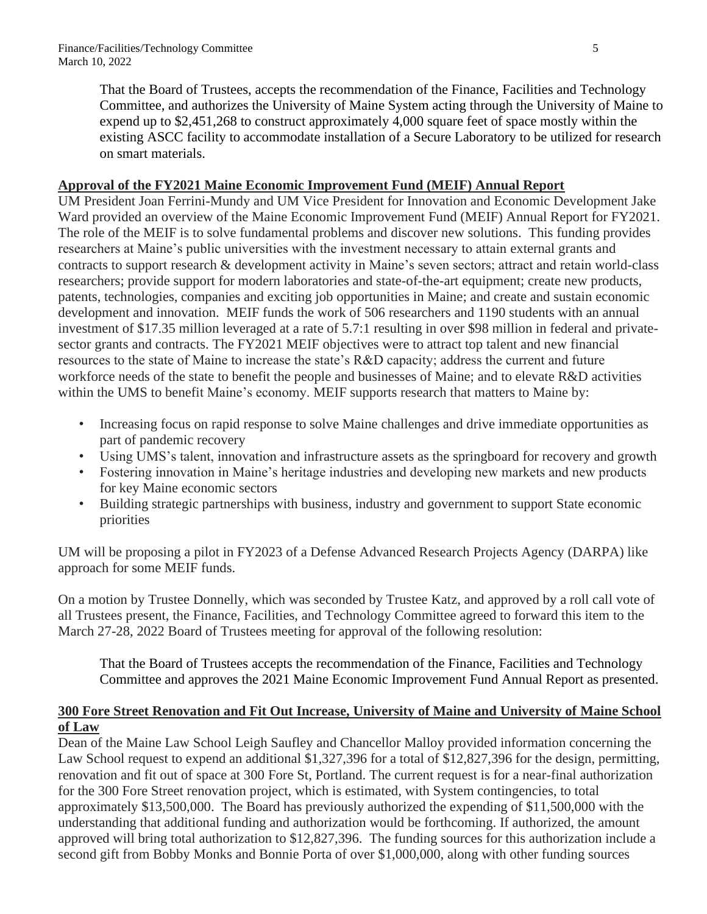That the Board of Trustees, accepts the recommendation of the Finance, Facilities and Technology Committee, and authorizes the University of Maine System acting through the University of Maine to expend up to $2,451,268 to construct approximately 4,000 square feet of space mostly within the existing ASCC facility to accommodate installation of a Secure Laboratory to be utilized for research on smart materials.

**Approval of the FY2021 Maine Economic Improvement Fund (MEIF) Annual Report**

UM President Joan Ferrini-Mundy and UM Vice President for Innovation and Economic Development Jake Ward provided an overview of the Maine Economic Improvement Fund (MEIF) Annual Report for FY2021. The role of the MEIF is to solve fundamental problems and discover new solutions. This funding provides researchers at Maine's public universities with the investment necessary to attain external grants and contracts to support research & development activity in Maine's seven sectors; attract and retain world-class researchers; provide support for modern laboratories and state-of-the-art equipment; create new products, patents, technologies, companies and exciting job opportunities in Maine; and create and sustain economic development and innovation. MEIF funds the work of 506 researchers and 1190 students with an annual investment of $17.35 million leveraged at a rate of 5.7:1 resulting in over $98 million in federal and private-sector grants and contracts. The FY2021 MEIF objectives were to attract top talent and new financial resources to the state of Maine to increase the state's R&D capacity; address the current and future workforce needs of the state to benefit the people and businesses of Maine; and to elevate R&D activities within the UMS to benefit Maine's economy. MEIF supports research that matters to Maine by:

- Increasing focus on rapid response to solve Maine challenges and drive immediate opportunities as part of pandemic recovery
- Using UMS's talent, innovation and infrastructure assets as the springboard for recovery and growth
- Fostering innovation in Maine's heritage industries and developing new markets and new products for key Maine economic sectors
- Building strategic partnerships with business, industry and government to support State economic priorities

UM will be proposing a pilot in FY2023 of a Defense Advanced Research Projects Agency (DARPA) like approach for some MEIF funds.

On a motion by Trustee Donnelly, which was seconded by Trustee Katz, and approved by a roll call vote of all Trustees present, the Finance, Facilities, and Technology Committee agreed to forward this item to the March 27-28, 2022 Board of Trustees meeting for approval of the following resolution:

That the Board of Trustees accepts the recommendation of the Finance, Facilities and Technology Committee and approves the 2021 Maine Economic Improvement Fund Annual Report as presented.

**300 Fore Street Renovation and Fit Out Increase, University of Maine and University of Maine School of Law**

Dean of the Maine Law School Leigh Saufley and Chancellor Malloy provided information concerning the Law School request to expend an additional $1,327,396 for a total of $12,827,396 for the design, permitting, renovation and fit out of space at 300 Fore St, Portland. The current request is for a near-final authorization for the 300 Fore Street renovation project, which is estimated, with System contingencies, to total approximately $13,500,000. The Board has previously authorized the expending of $11,500,000 with the understanding that additional funding and authorization would be forthcoming. If authorized, the amount approved will bring total authorization to $12,827,396. The funding sources for this authorization include a second gift from Bobby Monks and Bonnie Porta of over $1,000,000, along with other funding sources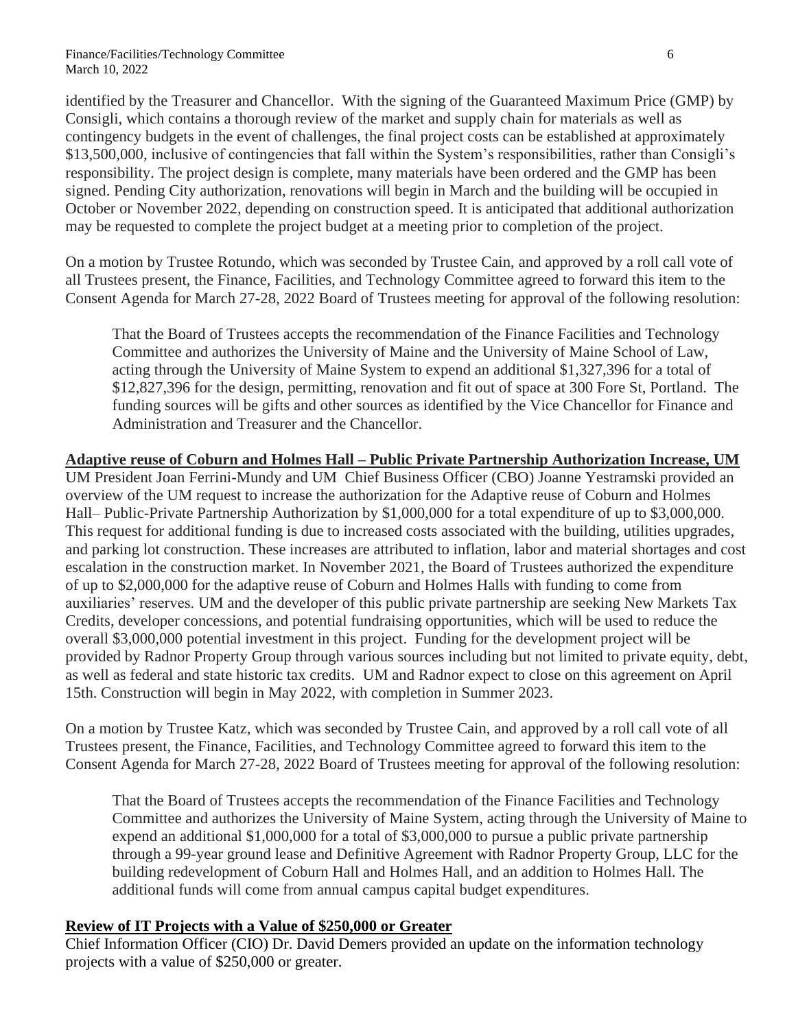identified by the Treasurer and Chancellor. With the signing of the Guaranteed Maximum Price (GMP) by Consigli, which contains a thorough review of the market and supply chain for materials as well as contingency budgets in the event of challenges, the final project costs can be established at approximately \$13,500,000, inclusive of contingencies that fall within the System's responsibilities, rather than Consigli's responsibility. The project design is complete, many materials have been ordered and the GMP has been signed. Pending City authorization, renovations will begin in March and the building will be occupied in October or November 2022, depending on construction speed. It is anticipated that additional authorization may be requested to complete the project budget at a meeting prior to completion of the project.

On a motion by Trustee Rotundo, which was seconded by Trustee Cain, and approved by a roll call vote of all Trustees present, the Finance, Facilities, and Technology Committee agreed to forward this item to the Consent Agenda for March 27-28, 2022 Board of Trustees meeting for approval of the following resolution:

> That the Board of Trustees accepts the recommendation of the Finance Facilities and Technology Committee and authorizes the University of Maine and the University of Maine School of Law, acting through the University of Maine System to expend an additional \$1,327,396 for a total of \$12,827,396 for the design, permitting, renovation and fit out of space at 300 Fore St, Portland. The funding sources will be gifts and other sources as identified by the Vice Chancellor for Finance and Administration and Treasurer and the Chancellor.

**Adaptive reuse of Coburn and Holmes Hall – Public Private Partnership Authorization Increase, UM**

UM President Joan Ferrini-Mundy and UM Chief Business Officer (CBO) Joanne Yestramski provided an overview of the UM request to increase the authorization for the Adaptive reuse of Coburn and Holmes Hall– Public-Private Partnership Authorization by \$1,000,000 for a total expenditure of up to \$3,000,000. This request for additional funding is due to increased costs associated with the building, utilities upgrades, and parking lot construction. These increases are attributed to inflation, labor and material shortages and cost escalation in the construction market. In November 2021, the Board of Trustees authorized the expenditure of up to \$2,000,000 for the adaptive reuse of Coburn and Holmes Halls with funding to come from auxiliaries' reserves. UM and the developer of this public private partnership are seeking New Markets Tax Credits, developer concessions, and potential fundraising opportunities, which will be used to reduce the overall \$3,000,000 potential investment in this project. Funding for the development project will be provided by Radnor Property Group through various sources including but not limited to private equity, debt, as well as federal and state historic tax credits. UM and Radnor expect to close on this agreement on April 15th. Construction will begin in May 2022, with completion in Summer 2023.

On a motion by Trustee Katz, which was seconded by Trustee Cain, and approved by a roll call vote of all Trustees present, the Finance, Facilities, and Technology Committee agreed to forward this item to the Consent Agenda for March 27-28, 2022 Board of Trustees meeting for approval of the following resolution:

> That the Board of Trustees accepts the recommendation of the Finance Facilities and Technology Committee and authorizes the University of Maine System, acting through the University of Maine to expend an additional \$1,000,000 for a total of \$3,000,000 to pursue a public private partnership through a 99-year ground lease and Definitive Agreement with Radnor Property Group, LLC for the building redevelopment of Coburn Hall and Holmes Hall, and an addition to Holmes Hall. The additional funds will come from annual campus capital budget expenditures.

**Review of IT Projects with a Value of \$250,000 or Greater**

Chief Information Officer (CIO) Dr. David Demers provided an update on the information technology projects with a value of \$250,000 or greater.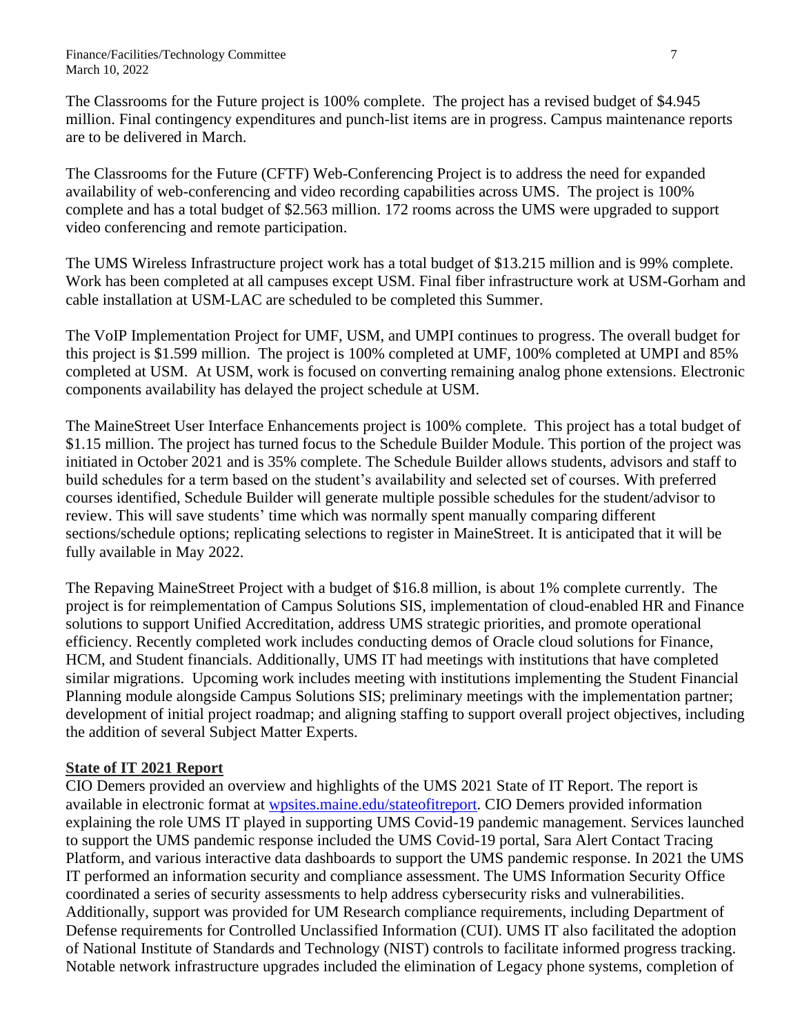The Classrooms for the Future project is 100% complete. The project has a revised budget of $4.945 million. Final contingency expenditures and punch-list items are in progress. Campus maintenance reports are to be delivered in March.

The Classrooms for the Future (CFTF) Web-Conferencing Project is to address the need for expanded availability of web-conferencing and video recording capabilities across UMS. The project is 100% complete and has a total budget of $2.563 million. 172 rooms across the UMS were upgraded to support video conferencing and remote participation.

The UMS Wireless Infrastructure project work has a total budget of $13.215 million and is 99% complete. Work has been completed at all campuses except USM. Final fiber infrastructure work at USM-Gorham and cable installation at USM-LAC are scheduled to be completed this Summer.

The VoIP Implementation Project for UMF, USM, and UMPI continues to progress. The overall budget for this project is $1.599 million. The project is 100% completed at UMF, 100% completed at UMPI and 85% completed at USM. At USM, work is focused on converting remaining analog phone extensions. Electronic components availability has delayed the project schedule at USM.

The MaineStreet User Interface Enhancements project is 100% complete. This project has a total budget of $1.15 million. The project has turned focus to the Schedule Builder Module. This portion of the project was initiated in October 2021 and is 35% complete. The Schedule Builder allows students, advisors and staff to build schedules for a term based on the student's availability and selected set of courses. With preferred courses identified, Schedule Builder will generate multiple possible schedules for the student/advisor to review. This will save students' time which was normally spent manually comparing different sections/schedule options; replicating selections to register in MaineStreet. It is anticipated that it will be fully available in May 2022.

The Repaving MaineStreet Project with a budget of $16.8 million, is about 1% complete currently. The project is for reimplementation of Campus Solutions SIS, implementation of cloud-enabled HR and Finance solutions to support Unified Accreditation, address UMS strategic priorities, and promote operational efficiency. Recently completed work includes conducting demos of Oracle cloud solutions for Finance, HCM, and Student financials. Additionally, UMS IT had meetings with institutions that have completed similar migrations. Upcoming work includes meeting with institutions implementing the Student Financial Planning module alongside Campus Solutions SIS; preliminary meetings with the implementation partner; development of initial project roadmap; and aligning staffing to support overall project objectives, including the addition of several Subject Matter Experts.

**State of IT 2021 Report**

CIO Demers provided an overview and highlights of the UMS 2021 State of IT Report. The report is available in electronic format at [wpsites.maine.edu/stateofitreport](wpsites.maine.edu/stateofitreport). CIO Demers provided information explaining the role UMS IT played in supporting UMS Covid-19 pandemic management. Services launched to support the UMS pandemic response included the UMS Covid-19 portal, Sara Alert Contact Tracing Platform, and various interactive data dashboards to support the UMS pandemic response. In 2021 the UMS IT performed an information security and compliance assessment. The UMS Information Security Office coordinated a series of security assessments to help address cybersecurity risks and vulnerabilities. Additionally, support was provided for UM Research compliance requirements, including Department of Defense requirements for Controlled Unclassified Information (CUI). UMS IT also facilitated the adoption of National Institute of Standards and Technology (NIST) controls to facilitate informed progress tracking. Notable network infrastructure upgrades included the elimination of Legacy phone systems, completion of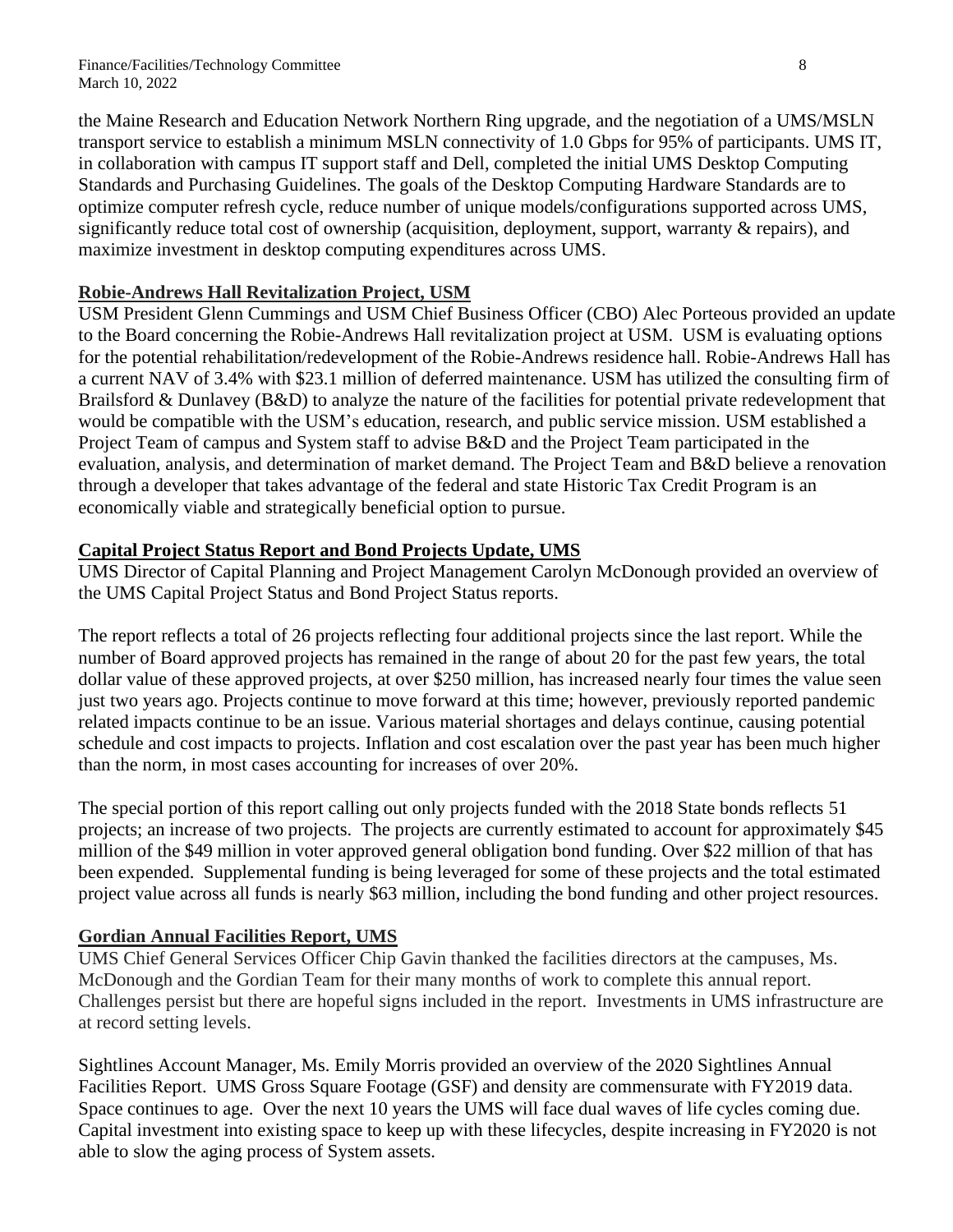the Maine Research and Education Network Northern Ring upgrade, and the negotiation of a UMS/MSLN transport service to establish a minimum MSLN connectivity of 1.0 Gbps for 95% of participants. UMS IT, in collaboration with campus IT support staff and Dell, completed the initial UMS Desktop Computing Standards and Purchasing Guidelines. The goals of the Desktop Computing Hardware Standards are to optimize computer refresh cycle, reduce number of unique models/configurations supported across UMS, significantly reduce total cost of ownership (acquisition, deployment, support, warranty & repairs), and maximize investment in desktop computing expenditures across UMS.

**Robie-Andrews Hall Revitalization Project, USM**

USM President Glenn Cummings and USM Chief Business Officer (CBO) Alec Porteous provided an update to the Board concerning the Robie-Andrews Hall revitalization project at USM. USM is evaluating options for the potential rehabilitation/redevelopment of the Robie-Andrews residence hall. Robie-Andrews Hall has a current NAV of 3.4% with $23.1 million of deferred maintenance. USM has utilized the consulting firm of Brailsford & Dunlavey (B&D) to analyze the nature of the facilities for potential private redevelopment that would be compatible with the USM's education, research, and public service mission. USM established a Project Team of campus and System staff to advise B&D and the Project Team participated in the evaluation, analysis, and determination of market demand. The Project Team and B&D believe a renovation through a developer that takes advantage of the federal and state Historic Tax Credit Program is an economically viable and strategically beneficial option to pursue.

**Capital Project Status Report and Bond Projects Update, UMS**

UMS Director of Capital Planning and Project Management Carolyn McDonough provided an overview of the UMS Capital Project Status and Bond Project Status reports.

The report reflects a total of 26 projects reflecting four additional projects since the last report. While the number of Board approved projects has remained in the range of about 20 for the past few years, the total dollar value of these approved projects, at over $250 million, has increased nearly four times the value seen just two years ago. Projects continue to move forward at this time; however, previously reported pandemic related impacts continue to be an issue. Various material shortages and delays continue, causing potential schedule and cost impacts to projects. Inflation and cost escalation over the past year has been much higher than the norm, in most cases accounting for increases of over 20%.

The special portion of this report calling out only projects funded with the 2018 State bonds reflects 51 projects; an increase of two projects. The projects are currently estimated to account for approximately $45 million of the $49 million in voter approved general obligation bond funding. Over $22 million of that has been expended. Supplemental funding is being leveraged for some of these projects and the total estimated project value across all funds is nearly $63 million, including the bond funding and other project resources.

**Gordian Annual Facilities Report, UMS**

UMS Chief General Services Officer Chip Gavin thanked the facilities directors at the campuses, Ms. McDonough and the Gordian Team for their many months of work to complete this annual report. Challenges persist but there are hopeful signs included in the report. Investments in UMS infrastructure are at record setting levels.

Sightlines Account Manager, Ms. Emily Morris provided an overview of the 2020 Sightlines Annual Facilities Report. UMS Gross Square Footage (GSF) and density are commensurate with FY2019 data. Space continues to age. Over the next 10 years the UMS will face dual waves of life cycles coming due. Capital investment into existing space to keep up with these lifecycles, despite increasing in FY2020 is not able to slow the aging process of System assets.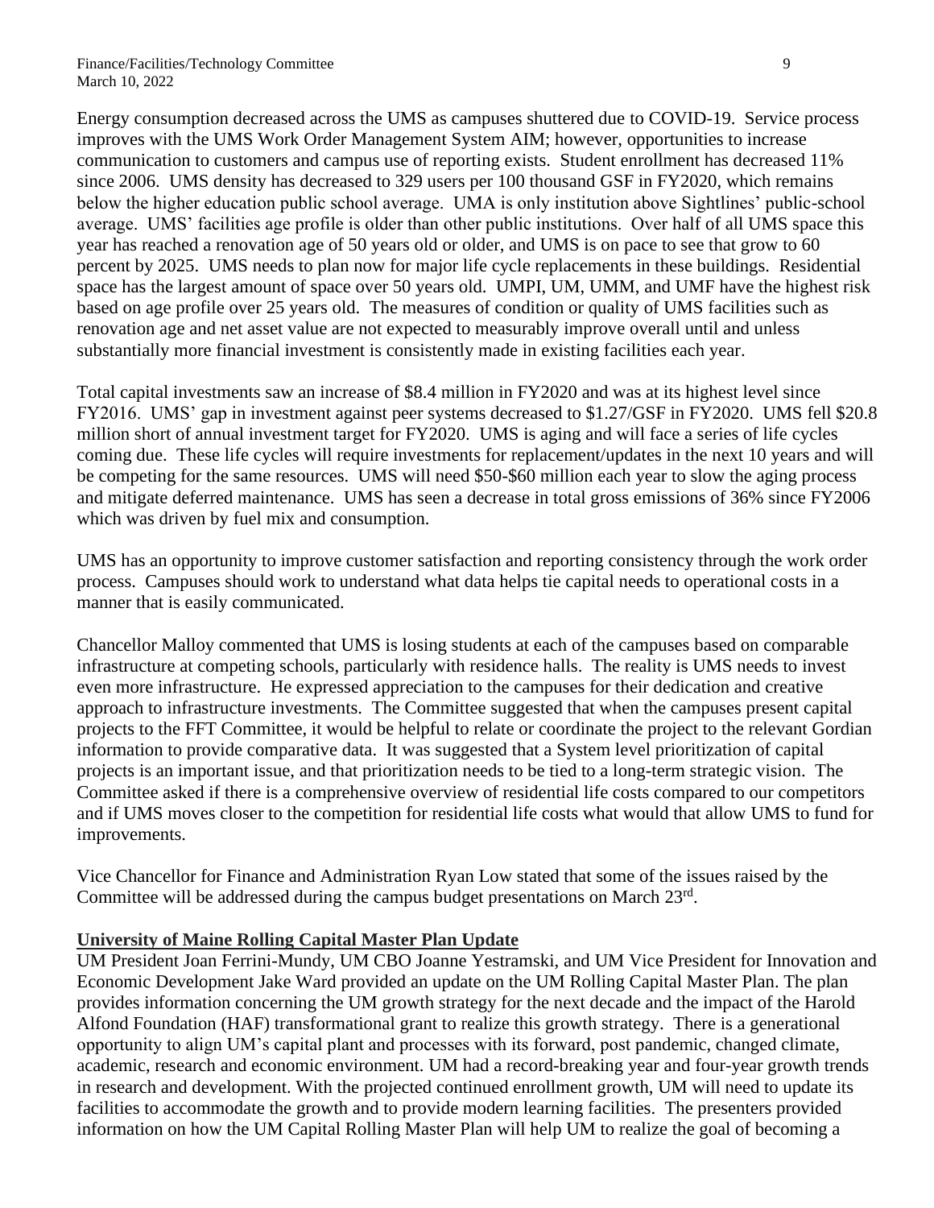Energy consumption decreased across the UMS as campuses shuttered due to COVID-19. Service process improves with the UMS Work Order Management System AIM; however, opportunities to increase communication to customers and campus use of reporting exists. Student enrollment has decreased 11% since 2006. UMS density has decreased to 329 users per 100 thousand GSF in FY2020, which remains below the higher education public school average. UMA is only institution above Sightlines' public-school average. UMS' facilities age profile is older than other public institutions. Over half of all UMS space this year has reached a renovation age of 50 years old or older, and UMS is on pace to see that grow to 60 percent by 2025. UMS needs to plan now for major life cycle replacements in these buildings. Residential space has the largest amount of space over 50 years old. UMPI, UM, UMM, and UMF have the highest risk based on age profile over 25 years old. The measures of condition or quality of UMS facilities such as renovation age and net asset value are not expected to measurably improve overall until and unless substantially more financial investment is consistently made in existing facilities each year.

Total capital investments saw an increase of $8.4 million in FY2020 and was at its highest level since FY2016. UMS' gap in investment against peer systems decreased to $1.27/GSF in FY2020. UMS fell $20.8 million short of annual investment target for FY2020. UMS is aging and will face a series of life cycles coming due. These life cycles will require investments for replacement/updates in the next 10 years and will be competing for the same resources. UMS will need $50-$60 million each year to slow the aging process and mitigate deferred maintenance. UMS has seen a decrease in total gross emissions of 36% since FY2006 which was driven by fuel mix and consumption.

UMS has an opportunity to improve customer satisfaction and reporting consistency through the work order process. Campuses should work to understand what data helps tie capital needs to operational costs in a manner that is easily communicated.

Chancellor Malloy commented that UMS is losing students at each of the campuses based on comparable infrastructure at competing schools, particularly with residence halls. The reality is UMS needs to invest even more infrastructure. He expressed appreciation to the campuses for their dedication and creative approach to infrastructure investments. The Committee suggested that when the campuses present capital projects to the FFT Committee, it would be helpful to relate or coordinate the project to the relevant Gordian information to provide comparative data. It was suggested that a System level prioritization of capital projects is an important issue, and that prioritization needs to be tied to a long-term strategic vision. The Committee asked if there is a comprehensive overview of residential life costs compared to our competitors and if UMS moves closer to the competition for residential life costs what would that allow UMS to fund for improvements.

Vice Chancellor for Finance and Administration Ryan Low stated that some of the issues raised by the Committee will be addressed during the campus budget presentations on March 23rd.

**University of Maine Rolling Capital Master Plan Update**

UM President Joan Ferrini-Mundy, UM CBO Joanne Yestramski, and UM Vice President for Innovation and Economic Development Jake Ward provided an update on the UM Rolling Capital Master Plan. The plan provides information concerning the UM growth strategy for the next decade and the impact of the Harold Alfond Foundation (HAF) transformational grant to realize this growth strategy. There is a generational opportunity to align UM's capital plant and processes with its forward, post pandemic, changed climate, academic, research and economic environment. UM had a record-breaking year and four-year growth trends in research and development. With the projected continued enrollment growth, UM will need to update its facilities to accommodate the growth and to provide modern learning facilities. The presenters provided information on how the UM Capital Rolling Master Plan will help UM to realize the goal of becoming a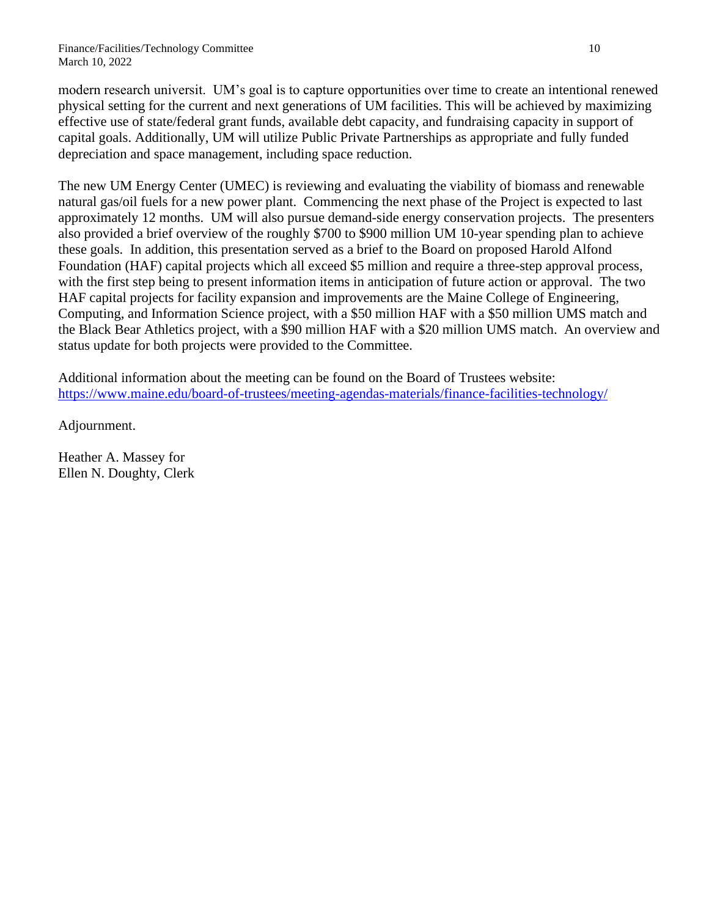modern research universit. UM's goal is to capture opportunities over time to create an intentional renewed physical setting for the current and next generations of UM facilities. This will be achieved by maximizing effective use of state/federal grant funds, available debt capacity, and fundraising capacity in support of capital goals. Additionally, UM will utilize Public Private Partnerships as appropriate and fully funded depreciation and space management, including space reduction.

The new UM Energy Center (UMEC) is reviewing and evaluating the viability of biomass and renewable natural gas/oil fuels for a new power plant. Commencing the next phase of the Project is expected to last approximately 12 months. UM will also pursue demand-side energy conservation projects. The presenters also provided a brief overview of the roughly $700 to $900 million UM 10-year spending plan to achieve these goals. In addition, this presentation served as a brief to the Board on proposed Harold Alfond Foundation (HAF) capital projects which all exceed $5 million and require a three-step approval process, with the first step being to present information items in anticipation of future action or approval. The two HAF capital projects for facility expansion and improvements are the Maine College of Engineering, Computing, and Information Science project, with a $50 million HAF with a $50 million UMS match and the Black Bear Athletics project, with a $90 million HAF with a $20 million UMS match. An overview and status update for both projects were provided to the Committee.

Additional information about the meeting can be found on the Board of Trustees website: https://www.maine.edu/board-of-trustees/meeting-agendas-materials/finance-facilities-technology/

Adjournment.

Heather A. Massey for
Ellen N. Doughty, Clerk